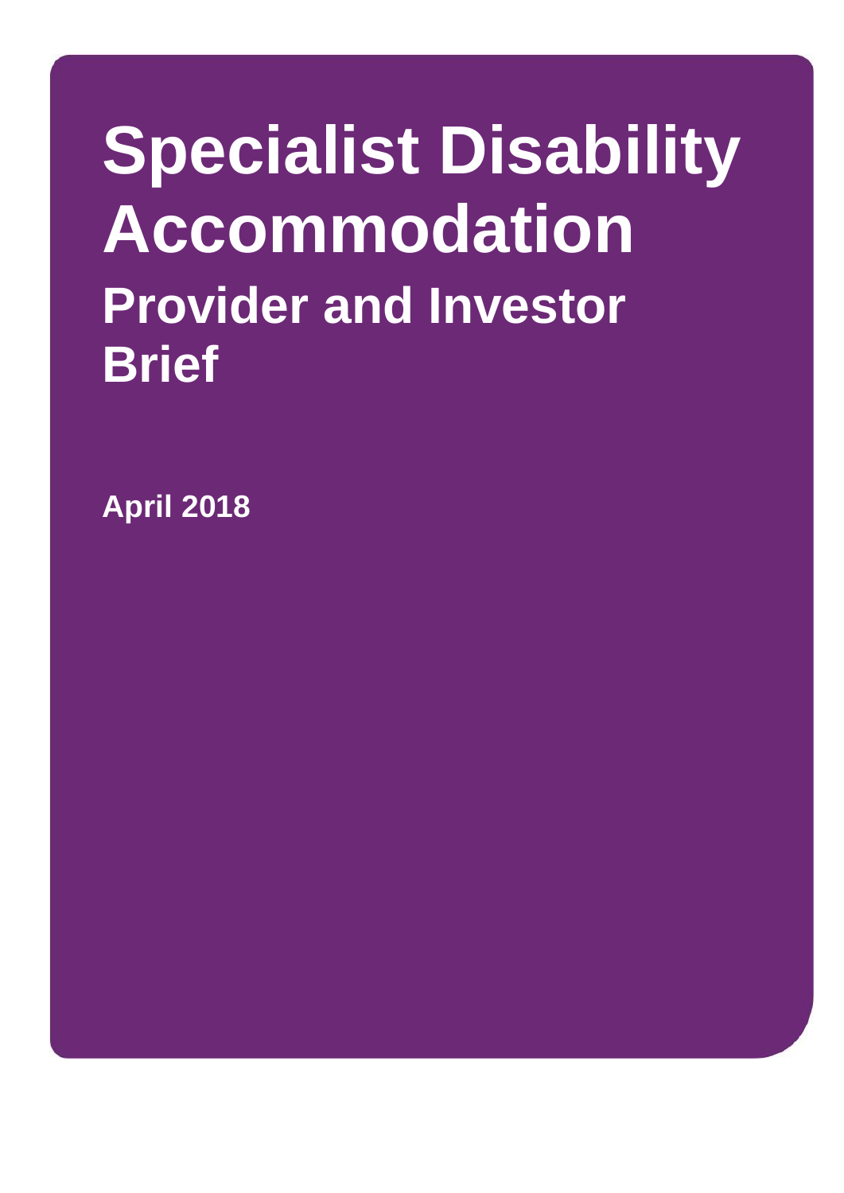# Specialist Disability Accommodation

## Provider and Investor Brief

**April 2018**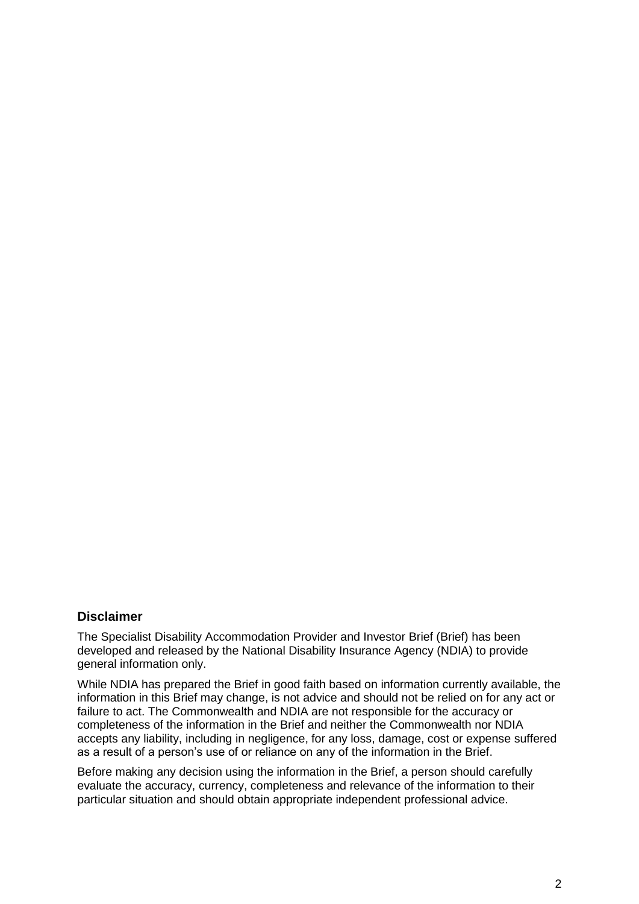## Disclaimer

The Specialist Disability Accommodation Provider and Investor Brief (Brief) has been developed and released by the National Disability Insurance Agency (NDIA) to provide general information only.

While NDIA has prepared the Brief in good faith based on information currently available, the information in this Brief may change, is not advice and should not be relied on for any act or failure to act. The Commonwealth and NDIA are not responsible for the accuracy or completeness of the information in the Brief and neither the Commonwealth nor NDIA accepts any liability, including in negligence, for any loss, damage, cost or expense suffered as a result of a person's use of or reliance on any of the information in the Brief.

Before making any decision using the information in the Brief, a person should carefully evaluate the accuracy, currency, completeness and relevance of the information to their particular situation and should obtain appropriate independent professional advice.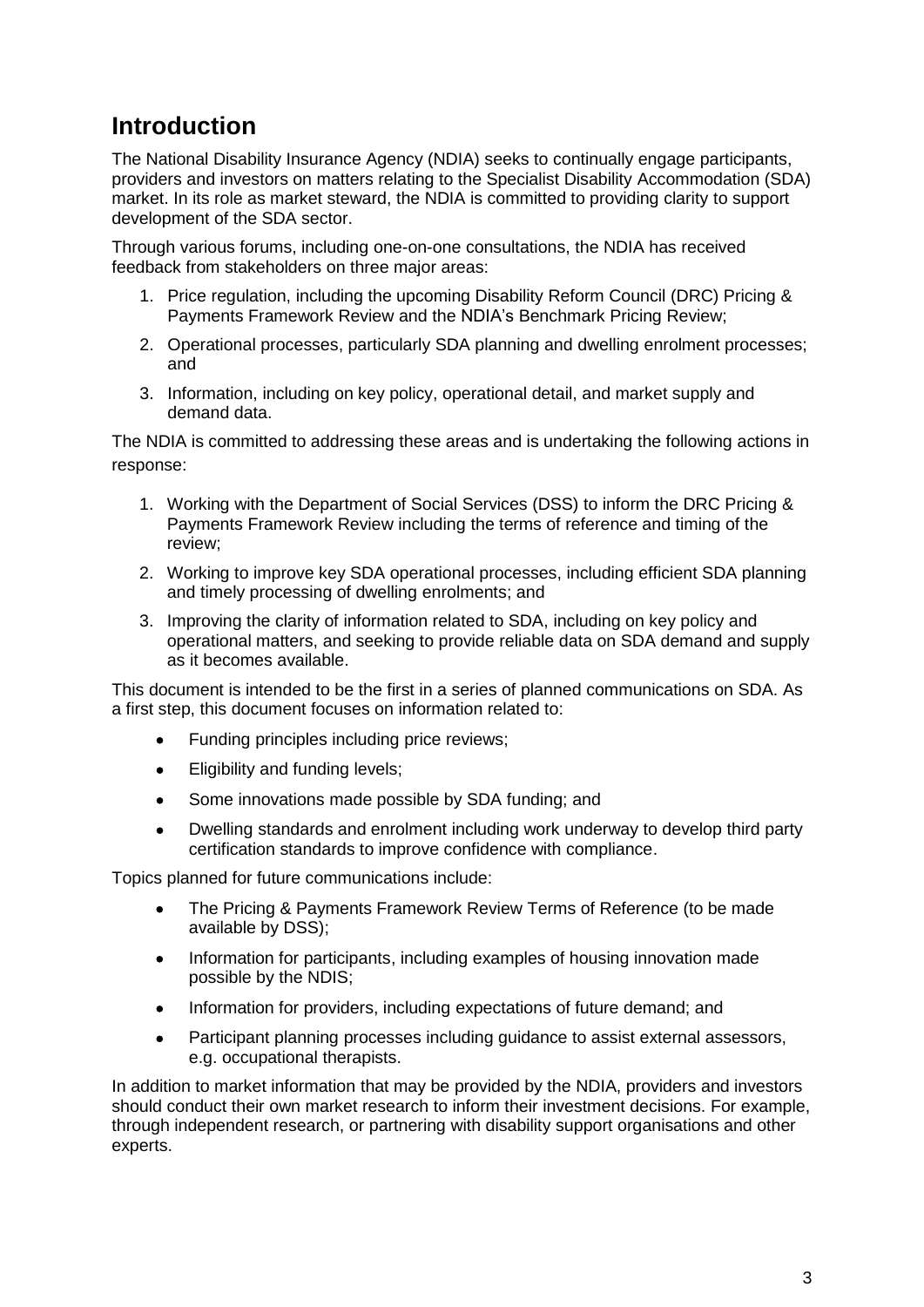# Introduction

The National Disability Insurance Agency (NDIA) seeks to continually engage participants, providers and investors on matters relating to the Specialist Disability Accommodation (SDA) market. In its role as market steward, the NDIA is committed to providing clarity to support development of the SDA sector.

Through various forums, including one-on-one consultations, the NDIA has received feedback from stakeholders on three major areas:

1. Price regulation, including the upcoming Disability Reform Council (DRC) Pricing & Payments Framework Review and the NDIA's Benchmark Pricing Review;
2. Operational processes, particularly SDA planning and dwelling enrolment processes; and
3. Information, including on key policy, operational detail, and market supply and demand data.

The NDIA is committed to addressing these areas and is undertaking the following actions in response:

1. Working with the Department of Social Services (DSS) to inform the DRC Pricing & Payments Framework Review including the terms of reference and timing of the review;
2. Working to improve key SDA operational processes, including efficient SDA planning and timely processing of dwelling enrolments; and
3. Improving the clarity of information related to SDA, including on key policy and operational matters, and seeking to provide reliable data on SDA demand and supply as it becomes available.

This document is intended to be the first in a series of planned communications on SDA. As a first step, this document focuses on information related to:

- Funding principles including price reviews;
- Eligibility and funding levels;
- Some innovations made possible by SDA funding; and
- Dwelling standards and enrolment including work underway to develop third party certification standards to improve confidence with compliance.

Topics planned for future communications include:

- The Pricing & Payments Framework Review Terms of Reference (to be made available by DSS);
- Information for participants, including examples of housing innovation made possible by the NDIS;
- Information for providers, including expectations of future demand; and
- Participant planning processes including guidance to assist external assessors, e.g. occupational therapists.

In addition to market information that may be provided by the NDIA, providers and investors should conduct their own market research to inform their investment decisions. For example, through independent research, or partnering with disability support organisations and other experts.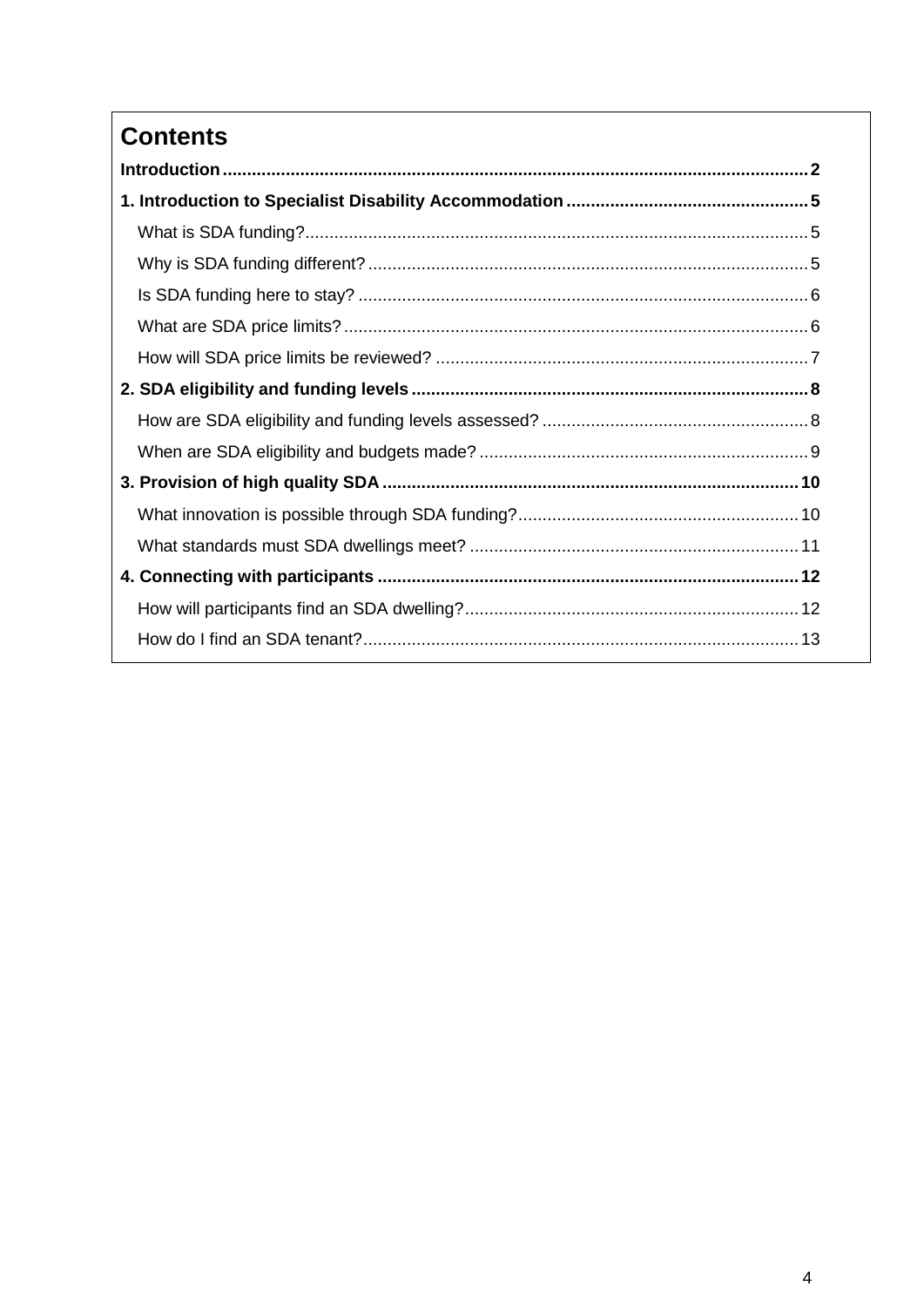# Contents

**Introduction** ........ **2**

**1. Introduction to Specialist Disability Accommodation** ........ **5**

- What is SDA funding? ........ 5
- Why is SDA funding different? ........ 5
- Is SDA funding here to stay? ........ 6
- What are SDA price limits? ........ 6
- How will SDA price limits be reviewed? ........ 7

**2. SDA eligibility and funding levels** ........ **8**

- How are SDA eligibility and funding levels assessed? ........ 8
- When are SDA eligibility and budgets made? ........ 9

**3. Provision of high quality SDA** ........ **10**

- What innovation is possible through SDA funding? ........ 10
- What standards must SDA dwellings meet? ........ 11

**4. Connecting with participants** ........ **12**

- How will participants find an SDA dwelling? ........ 12
- How do I find an SDA tenant? ........ 13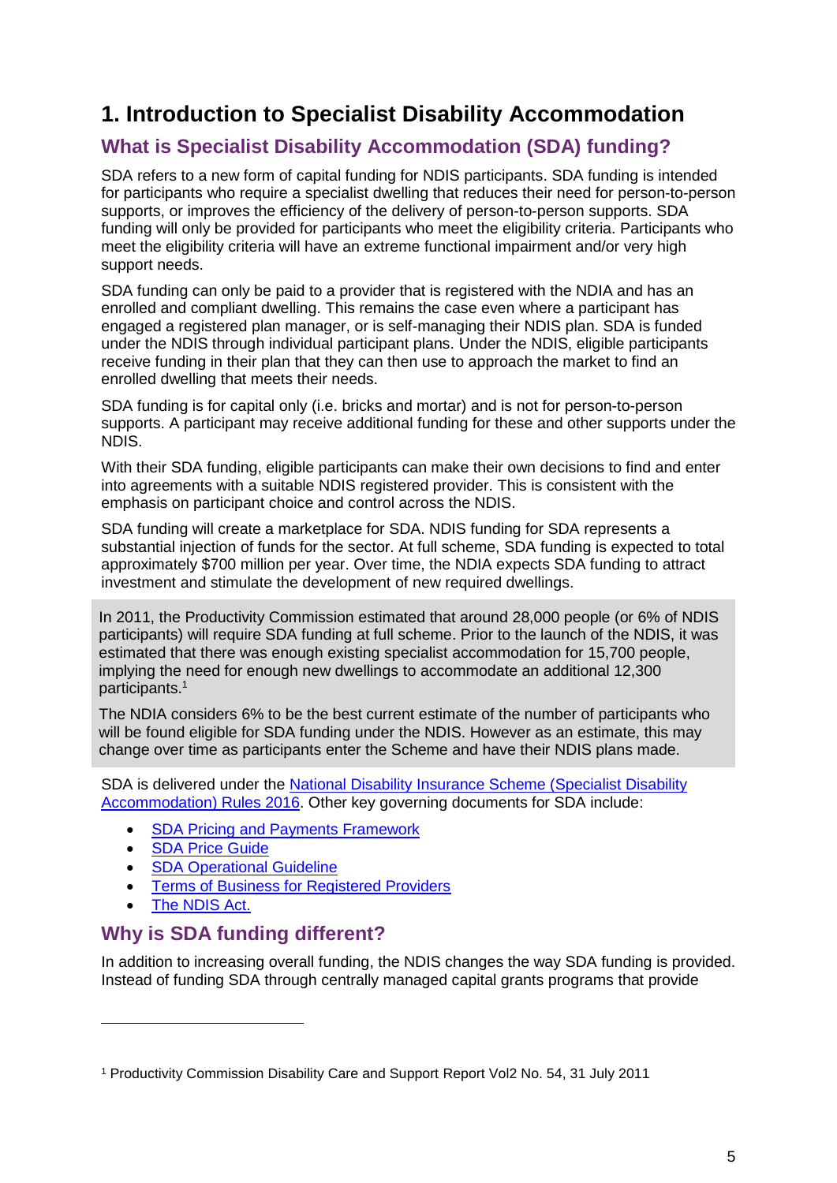# 1. Introduction to Specialist Disability Accommodation

## What is Specialist Disability Accommodation (SDA) funding?

SDA refers to a new form of capital funding for NDIS participants. SDA funding is intended for participants who require a specialist dwelling that reduces their need for person-to-person supports, or improves the efficiency of the delivery of person-to-person supports. SDA funding will only be provided for participants who meet the eligibility criteria. Participants who meet the eligibility criteria will have an extreme functional impairment and/or very high support needs.

SDA funding can only be paid to a provider that is registered with the NDIA and has an enrolled and compliant dwelling. This remains the case even where a participant has engaged a registered plan manager, or is self-managing their NDIS plan. SDA is funded under the NDIS through individual participant plans. Under the NDIS, eligible participants receive funding in their plan that they can then use to approach the market to find an enrolled dwelling that meets their needs.

SDA funding is for capital only (i.e. bricks and mortar) and is not for person-to-person supports. A participant may receive additional funding for these and other supports under the NDIS.

With their SDA funding, eligible participants can make their own decisions to find and enter into agreements with a suitable NDIS registered provider. This is consistent with the emphasis on participant choice and control across the NDIS.

SDA funding will create a marketplace for SDA. NDIS funding for SDA represents a substantial injection of funds for the sector. At full scheme, SDA funding is expected to total approximately $700 million per year. Over time, the NDIA expects SDA funding to attract investment and stimulate the development of new required dwellings.

In 2011, the Productivity Commission estimated that around 28,000 people (or 6% of NDIS participants) will require SDA funding at full scheme. Prior to the launch of the NDIS, it was estimated that there was enough existing specialist accommodation for 15,700 people, implying the need for enough new dwellings to accommodate an additional 12,300 participants.[1]

The NDIA considers 6% to be the best current estimate of the number of participants who will be found eligible for SDA funding under the NDIS. However as an estimate, this may change over time as participants enter the Scheme and have their NDIS plans made.

SDA is delivered under the National Disability Insurance Scheme (Specialist Disability Accommodation) Rules 2016. Other key governing documents for SDA include:

- SDA Pricing and Payments Framework
- SDA Price Guide
- SDA Operational Guideline
- Terms of Business for Registered Providers
- The NDIS Act.

## Why is SDA funding different?

In addition to increasing overall funding, the NDIS changes the way SDA funding is provided. Instead of funding SDA through centrally managed capital grants programs that provide

[1] Productivity Commission Disability Care and Support Report Vol2 No. 54, 31 July 2011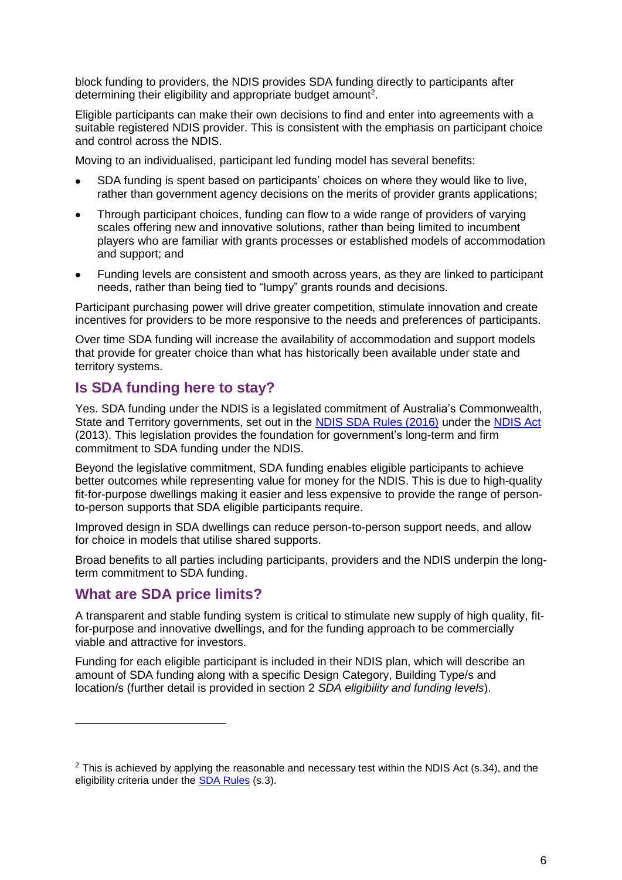block funding to providers, the NDIS provides SDA funding directly to participants after determining their eligibility and appropriate budget amount[2].

Eligible participants can make their own decisions to find and enter into agreements with a suitable registered NDIS provider. This is consistent with the emphasis on participant choice and control across the NDIS.

Moving to an individualised, participant led funding model has several benefits:

- SDA funding is spent based on participants' choices on where they would like to live, rather than government agency decisions on the merits of provider grants applications;
- Through participant choices, funding can flow to a wide range of providers of varying scales offering new and innovative solutions, rather than being limited to incumbent players who are familiar with grants processes or established models of accommodation and support; and
- Funding levels are consistent and smooth across years, as they are linked to participant needs, rather than being tied to "lumpy" grants rounds and decisions.

Participant purchasing power will drive greater competition, stimulate innovation and create incentives for providers to be more responsive to the needs and preferences of participants.

Over time SDA funding will increase the availability of accommodation and support models that provide for greater choice than what has historically been available under state and territory systems.

## Is SDA funding here to stay?

Yes. SDA funding under the NDIS is a legislated commitment of Australia's Commonwealth, State and Territory governments, set out in the NDIS SDA Rules (2016) under the NDIS Act (2013). This legislation provides the foundation for government's long-term and firm commitment to SDA funding under the NDIS.

Beyond the legislative commitment, SDA funding enables eligible participants to achieve better outcomes while representing value for money for the NDIS. This is due to high-quality fit-for-purpose dwellings making it easier and less expensive to provide the range of person-to-person supports that SDA eligible participants require.

Improved design in SDA dwellings can reduce person-to-person support needs, and allow for choice in models that utilise shared supports.

Broad benefits to all parties including participants, providers and the NDIS underpin the long-term commitment to SDA funding.

## What are SDA price limits?

A transparent and stable funding system is critical to stimulate new supply of high quality, fit-for-purpose and innovative dwellings, and for the funding approach to be commercially viable and attractive for investors.

Funding for each eligible participant is included in their NDIS plan, which will describe an amount of SDA funding along with a specific Design Category, Building Type/s and location/s (further detail is provided in section 2 *SDA eligibility and funding levels*).

---

[2] This is achieved by applying the reasonable and necessary test within the NDIS Act (s.34), and the eligibility criteria under the SDA Rules (s.3).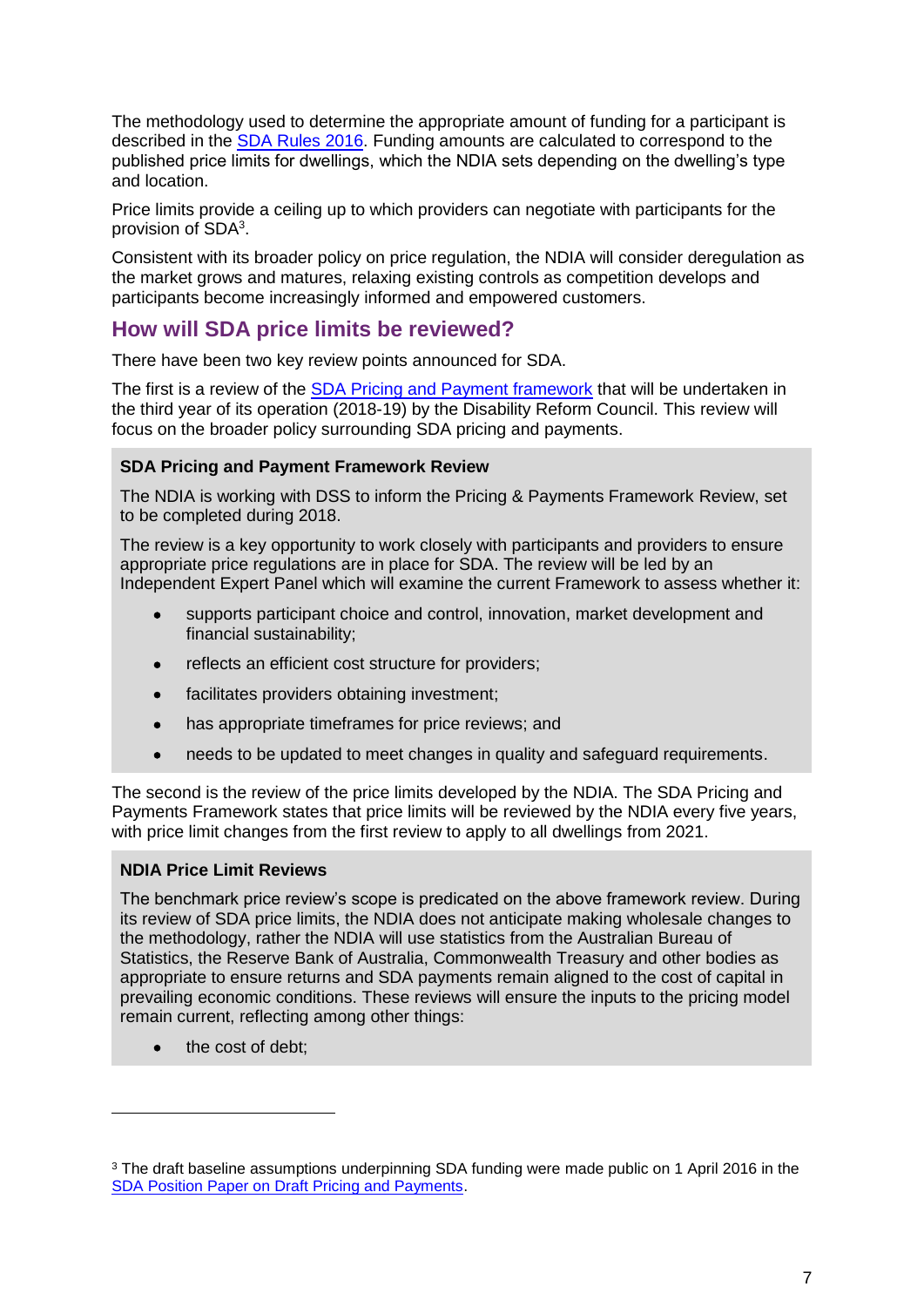The methodology used to determine the appropriate amount of funding for a participant is described in the SDA Rules 2016. Funding amounts are calculated to correspond to the published price limits for dwellings, which the NDIA sets depending on the dwelling's type and location.

Price limits provide a ceiling up to which providers can negotiate with participants for the provision of SDA[3].

Consistent with its broader policy on price regulation, the NDIA will consider deregulation as the market grows and matures, relaxing existing controls as competition develops and participants become increasingly informed and empowered customers.

## How will SDA price limits be reviewed?

There have been two key review points announced for SDA.

The first is a review of the SDA Pricing and Payment framework that will be undertaken in the third year of its operation (2018-19) by the Disability Reform Council. This review will focus on the broader policy surrounding SDA pricing and payments.

**SDA Pricing and Payment Framework Review**

The NDIA is working with DSS to inform the Pricing & Payments Framework Review, set to be completed during 2018.

The review is a key opportunity to work closely with participants and providers to ensure appropriate price regulations are in place for SDA. The review will be led by an Independent Expert Panel which will examine the current Framework to assess whether it:

- supports participant choice and control, innovation, market development and financial sustainability;
- reflects an efficient cost structure for providers;
- facilitates providers obtaining investment;
- has appropriate timeframes for price reviews; and
- needs to be updated to meet changes in quality and safeguard requirements.

The second is the review of the price limits developed by the NDIA. The SDA Pricing and Payments Framework states that price limits will be reviewed by the NDIA every five years, with price limit changes from the first review to apply to all dwellings from 2021.

**NDIA Price Limit Reviews**

The benchmark price review's scope is predicated on the above framework review. During its review of SDA price limits, the NDIA does not anticipate making wholesale changes to the methodology, rather the NDIA will use statistics from the Australian Bureau of Statistics, the Reserve Bank of Australia, Commonwealth Treasury and other bodies as appropriate to ensure returns and SDA payments remain aligned to the cost of capital in prevailing economic conditions. These reviews will ensure the inputs to the pricing model remain current, reflecting among other things:

- the cost of debt;

[3] The draft baseline assumptions underpinning SDA funding were made public on 1 April 2016 in the SDA Position Paper on Draft Pricing and Payments.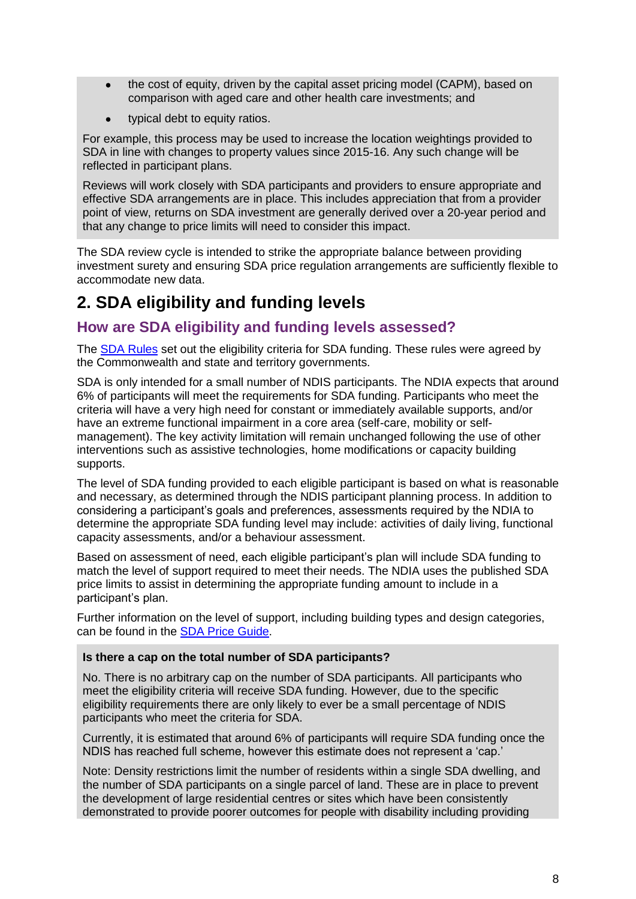- the cost of equity, driven by the capital asset pricing model (CAPM), based on comparison with aged care and other health care investments; and
- typical debt to equity ratios.

For example, this process may be used to increase the location weightings provided to SDA in line with changes to property values since 2015-16. Any such change will be reflected in participant plans.

Reviews will work closely with SDA participants and providers to ensure appropriate and effective SDA arrangements are in place. This includes appreciation that from a provider point of view, returns on SDA investment are generally derived over a 20-year period and that any change to price limits will need to consider this impact.

The SDA review cycle is intended to strike the appropriate balance between providing investment surety and ensuring SDA price regulation arrangements are sufficiently flexible to accommodate new data.

# 2. SDA eligibility and funding levels

## How are SDA eligibility and funding levels assessed?

The SDA Rules set out the eligibility criteria for SDA funding. These rules were agreed by the Commonwealth and state and territory governments.

SDA is only intended for a small number of NDIS participants. The NDIA expects that around 6% of participants will meet the requirements for SDA funding. Participants who meet the criteria will have a very high need for constant or immediately available supports, and/or have an extreme functional impairment in a core area (self-care, mobility or self-management). The key activity limitation will remain unchanged following the use of other interventions such as assistive technologies, home modifications or capacity building supports.

The level of SDA funding provided to each eligible participant is based on what is reasonable and necessary, as determined through the NDIS participant planning process. In addition to considering a participant's goals and preferences, assessments required by the NDIA to determine the appropriate SDA funding level may include: activities of daily living, functional capacity assessments, and/or a behaviour assessment.

Based on assessment of need, each eligible participant's plan will include SDA funding to match the level of support required to meet their needs. The NDIA uses the published SDA price limits to assist in determining the appropriate funding amount to include in a participant's plan.

Further information on the level of support, including building types and design categories, can be found in the SDA Price Guide.

**Is there a cap on the total number of SDA participants?**

No. There is no arbitrary cap on the number of SDA participants. All participants who meet the eligibility criteria will receive SDA funding. However, due to the specific eligibility requirements there are only likely to ever be a small percentage of NDIS participants who meet the criteria for SDA.

Currently, it is estimated that around 6% of participants will require SDA funding once the NDIS has reached full scheme, however this estimate does not represent a 'cap.'

Note: Density restrictions limit the number of residents within a single SDA dwelling, and the number of SDA participants on a single parcel of land. These are in place to prevent the development of large residential centres or sites which have been consistently demonstrated to provide poorer outcomes for people with disability including providing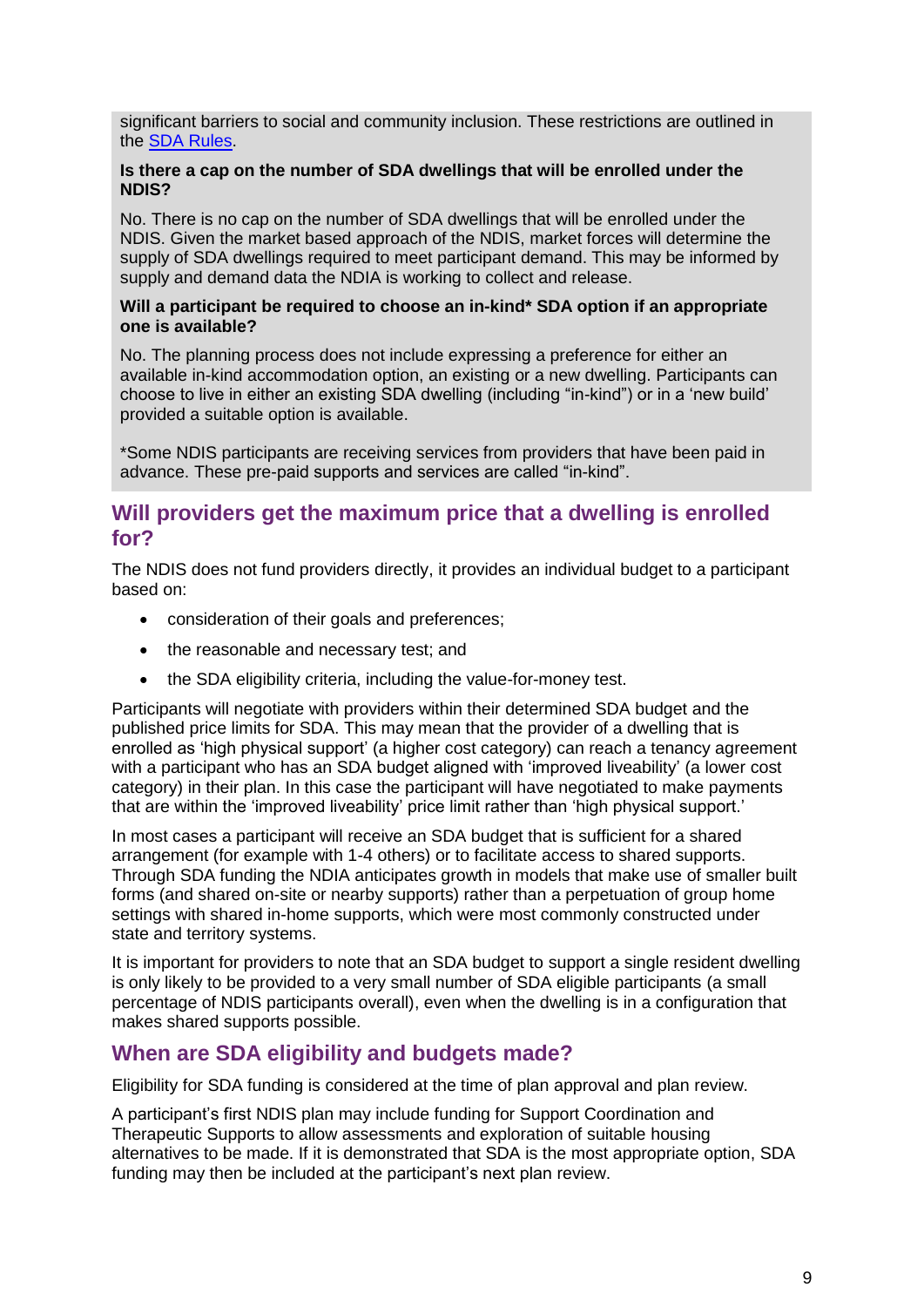significant barriers to social and community inclusion. These restrictions are outlined in the [SDA Rules](#).

**Is there a cap on the number of SDA dwellings that will be enrolled under the NDIS?**

No. There is no cap on the number of SDA dwellings that will be enrolled under the NDIS. Given the market based approach of the NDIS, market forces will determine the supply of SDA dwellings required to meet participant demand. This may be informed by supply and demand data the NDIA is working to collect and release.

**Will a participant be required to choose an in-kind* SDA option if an appropriate one is available?**

No. The planning process does not include expressing a preference for either an available in-kind accommodation option, an existing or a new dwelling. Participants can choose to live in either an existing SDA dwelling (including "in-kind") or in a 'new build' provided a suitable option is available.

*Some NDIS participants are receiving services from providers that have been paid in advance. These pre-paid supports and services are called "in-kind".

## Will providers get the maximum price that a dwelling is enrolled for?

The NDIS does not fund providers directly, it provides an individual budget to a participant based on:

- consideration of their goals and preferences;
- the reasonable and necessary test; and
- the SDA eligibility criteria, including the value-for-money test.

Participants will negotiate with providers within their determined SDA budget and the published price limits for SDA. This may mean that the provider of a dwelling that is enrolled as 'high physical support' (a higher cost category) can reach a tenancy agreement with a participant who has an SDA budget aligned with 'improved liveability' (a lower cost category) in their plan. In this case the participant will have negotiated to make payments that are within the 'improved liveability' price limit rather than 'high physical support.'

In most cases a participant will receive an SDA budget that is sufficient for a shared arrangement (for example with 1-4 others) or to facilitate access to shared supports. Through SDA funding the NDIA anticipates growth in models that make use of smaller built forms (and shared on-site or nearby supports) rather than a perpetuation of group home settings with shared in-home supports, which were most commonly constructed under state and territory systems.

It is important for providers to note that an SDA budget to support a single resident dwelling is only likely to be provided to a very small number of SDA eligible participants (a small percentage of NDIS participants overall), even when the dwelling is in a configuration that makes shared supports possible.

## When are SDA eligibility and budgets made?

Eligibility for SDA funding is considered at the time of plan approval and plan review.

A participant's first NDIS plan may include funding for Support Coordination and Therapeutic Supports to allow assessments and exploration of suitable housing alternatives to be made. If it is demonstrated that SDA is the most appropriate option, SDA funding may then be included at the participant's next plan review.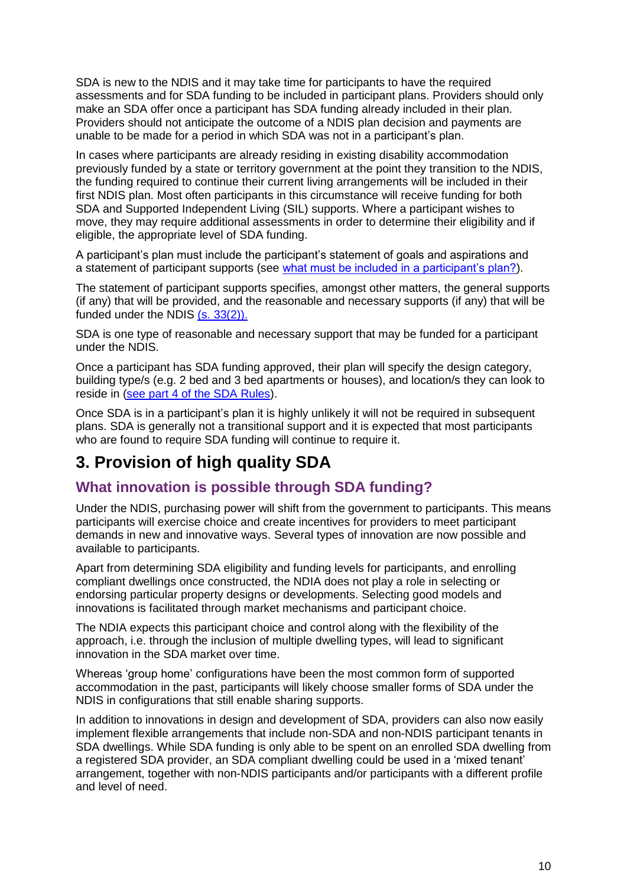SDA is new to the NDIS and it may take time for participants to have the required assessments and for SDA funding to be included in participant plans. Providers should only make an SDA offer once a participant has SDA funding already included in their plan. Providers should not anticipate the outcome of a NDIS plan decision and payments are unable to be made for a period in which SDA was not in a participant's plan.

In cases where participants are already residing in existing disability accommodation previously funded by a state or territory government at the point they transition to the NDIS, the funding required to continue their current living arrangements will be included in their first NDIS plan. Most often participants in this circumstance will receive funding for both SDA and Supported Independent Living (SIL) supports. Where a participant wishes to move, they may require additional assessments in order to determine their eligibility and if eligible, the appropriate level of SDA funding.

A participant's plan must include the participant's statement of goals and aspirations and a statement of participant supports (see [what must be included in a participant's plan?](#)).

The statement of participant supports specifies, amongst other matters, the general supports (if any) that will be provided, and the reasonable and necessary supports (if any) that will be funded under the NDIS [(s. 33(2)).](#)

SDA is one type of reasonable and necessary support that may be funded for a participant under the NDIS.

Once a participant has SDA funding approved, their plan will specify the design category, building type/s (e.g. 2 bed and 3 bed apartments or houses), and location/s they can look to reside in ([see part 4 of the SDA Rules](#)).

Once SDA is in a participant's plan it is highly unlikely it will not be required in subsequent plans. SDA is generally not a transitional support and it is expected that most participants who are found to require SDA funding will continue to require it.

# 3. Provision of high quality SDA

## What innovation is possible through SDA funding?

Under the NDIS, purchasing power will shift from the government to participants. This means participants will exercise choice and create incentives for providers to meet participant demands in new and innovative ways. Several types of innovation are now possible and available to participants.

Apart from determining SDA eligibility and funding levels for participants, and enrolling compliant dwellings once constructed, the NDIA does not play a role in selecting or endorsing particular property designs or developments. Selecting good models and innovations is facilitated through market mechanisms and participant choice.

The NDIA expects this participant choice and control along with the flexibility of the approach, i.e. through the inclusion of multiple dwelling types, will lead to significant innovation in the SDA market over time.

Whereas 'group home' configurations have been the most common form of supported accommodation in the past, participants will likely choose smaller forms of SDA under the NDIS in configurations that still enable sharing supports.

In addition to innovations in design and development of SDA, providers can also now easily implement flexible arrangements that include non-SDA and non-NDIS participant tenants in SDA dwellings. While SDA funding is only able to be spent on an enrolled SDA dwelling from a registered SDA provider, an SDA compliant dwelling could be used in a 'mixed tenant' arrangement, together with non-NDIS participants and/or participants with a different profile and level of need.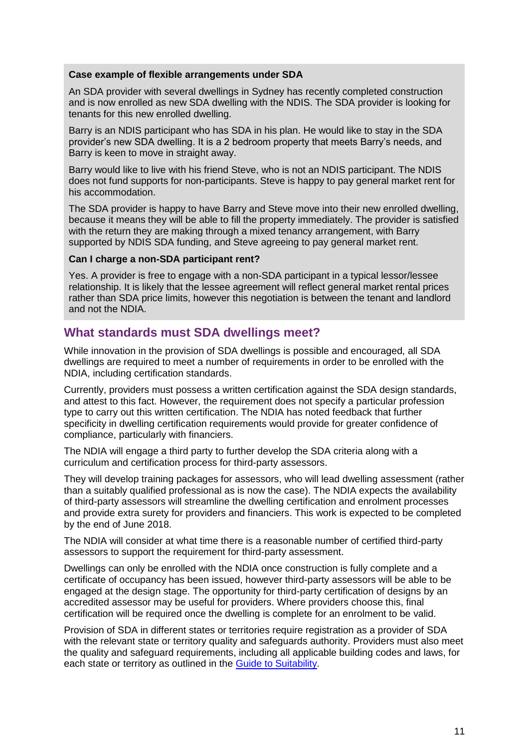**Case example of flexible arrangements under SDA**

An SDA provider with several dwellings in Sydney has recently completed construction and is now enrolled as new SDA dwelling with the NDIS. The SDA provider is looking for tenants for this new enrolled dwelling.

Barry is an NDIS participant who has SDA in his plan. He would like to stay in the SDA provider's new SDA dwelling. It is a 2 bedroom property that meets Barry's needs, and Barry is keen to move in straight away.

Barry would like to live with his friend Steve, who is not an NDIS participant. The NDIS does not fund supports for non-participants. Steve is happy to pay general market rent for his accommodation.

The SDA provider is happy to have Barry and Steve move into their new enrolled dwelling, because it means they will be able to fill the property immediately. The provider is satisfied with the return they are making through a mixed tenancy arrangement, with Barry supported by NDIS SDA funding, and Steve agreeing to pay general market rent.

**Can I charge a non-SDA participant rent?**

Yes. A provider is free to engage with a non-SDA participant in a typical lessor/lessee relationship. It is likely that the lessee agreement will reflect general market rental prices rather than SDA price limits, however this negotiation is between the tenant and landlord and not the NDIA.

## What standards must SDA dwellings meet?

While innovation in the provision of SDA dwellings is possible and encouraged, all SDA dwellings are required to meet a number of requirements in order to be enrolled with the NDIA, including certification standards.

Currently, providers must possess a written certification against the SDA design standards, and attest to this fact. However, the requirement does not specify a particular profession type to carry out this written certification. The NDIA has noted feedback that further specificity in dwelling certification requirements would provide for greater confidence of compliance, particularly with financiers.

The NDIA will engage a third party to further develop the SDA criteria along with a curriculum and certification process for third-party assessors.

They will develop training packages for assessors, who will lead dwelling assessment (rather than a suitably qualified professional as is now the case). The NDIA expects the availability of third-party assessors will streamline the dwelling certification and enrolment processes and provide extra surety for providers and financiers. This work is expected to be completed by the end of June 2018.

The NDIA will consider at what time there is a reasonable number of certified third-party assessors to support the requirement for third-party assessment.

Dwellings can only be enrolled with the NDIA once construction is fully complete and a certificate of occupancy has been issued, however third-party assessors will be able to be engaged at the design stage. The opportunity for third-party certification of designs by an accredited assessor may be useful for providers. Where providers choose this, final certification will be required once the dwelling is complete for an enrolment to be valid.

Provision of SDA in different states or territories require registration as a provider of SDA with the relevant state or territory quality and safeguards authority. Providers must also meet the quality and safeguard requirements, including all applicable building codes and laws, for each state or territory as outlined in the [Guide to Suitability](#).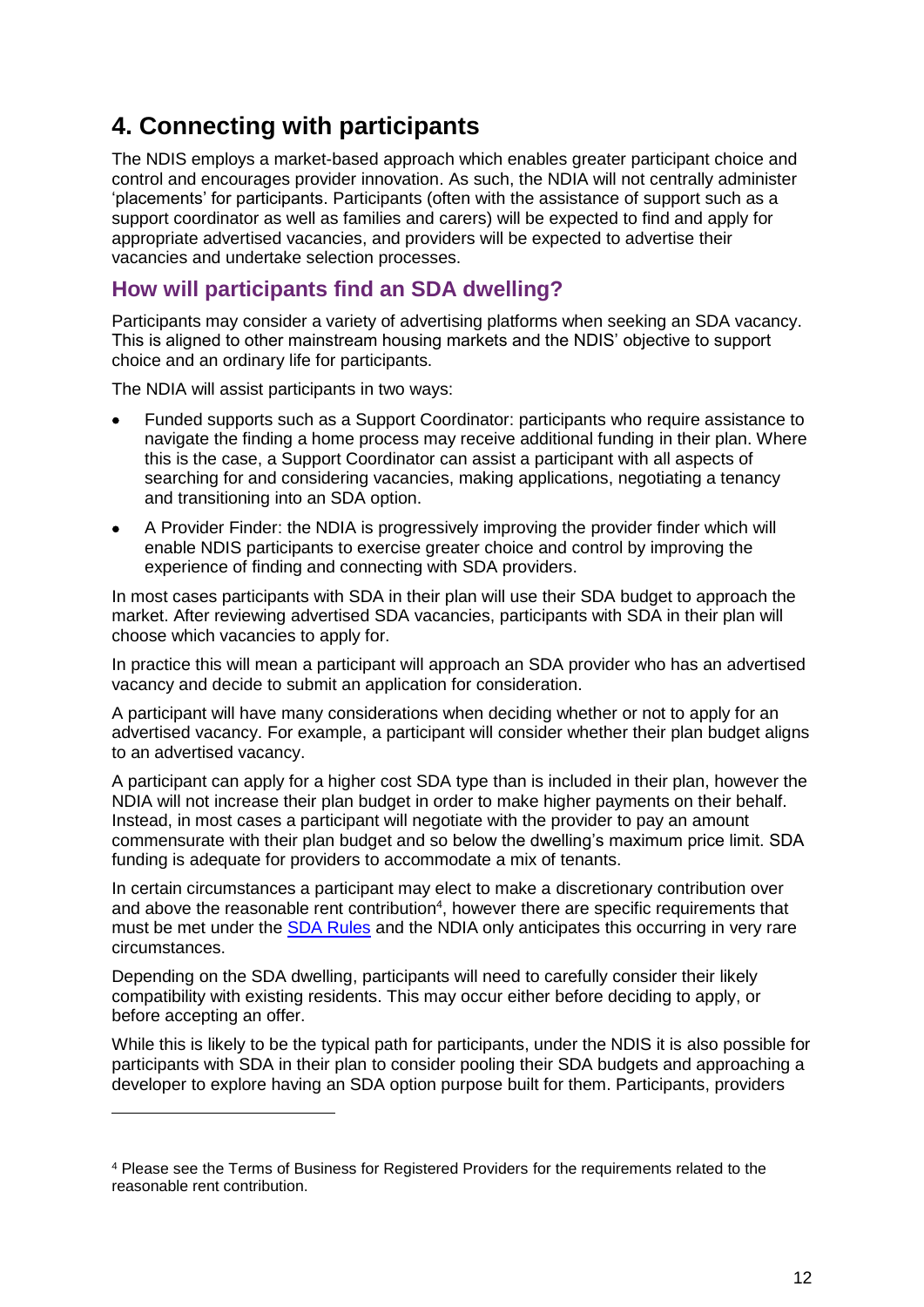## 4. Connecting with participants

The NDIS employs a market-based approach which enables greater participant choice and control and encourages provider innovation. As such, the NDIA will not centrally administer 'placements' for participants. Participants (often with the assistance of support such as a support coordinator as well as families and carers) will be expected to find and apply for appropriate advertised vacancies, and providers will be expected to advertise their vacancies and undertake selection processes.

### How will participants find an SDA dwelling?

Participants may consider a variety of advertising platforms when seeking an SDA vacancy. This is aligned to other mainstream housing markets and the NDIS' objective to support choice and an ordinary life for participants.

The NDIA will assist participants in two ways:

- Funded supports such as a Support Coordinator: participants who require assistance to navigate the finding a home process may receive additional funding in their plan. Where this is the case, a Support Coordinator can assist a participant with all aspects of searching for and considering vacancies, making applications, negotiating a tenancy and transitioning into an SDA option.
- A Provider Finder: the NDIA is progressively improving the provider finder which will enable NDIS participants to exercise greater choice and control by improving the experience of finding and connecting with SDA providers.

In most cases participants with SDA in their plan will use their SDA budget to approach the market. After reviewing advertised SDA vacancies, participants with SDA in their plan will choose which vacancies to apply for.

In practice this will mean a participant will approach an SDA provider who has an advertised vacancy and decide to submit an application for consideration.

A participant will have many considerations when deciding whether or not to apply for an advertised vacancy. For example, a participant will consider whether their plan budget aligns to an advertised vacancy.

A participant can apply for a higher cost SDA type than is included in their plan, however the NDIA will not increase their plan budget in order to make higher payments on their behalf. Instead, in most cases a participant will negotiate with the provider to pay an amount commensurate with their plan budget and so below the dwelling's maximum price limit. SDA funding is adequate for providers to accommodate a mix of tenants.

In certain circumstances a participant may elect to make a discretionary contribution over and above the reasonable rent contribution[4], however there are specific requirements that must be met under the [SDA Rules](SDA Rules) and the NDIA only anticipates this occurring in very rare circumstances.

Depending on the SDA dwelling, participants will need to carefully consider their likely compatibility with existing residents. This may occur either before deciding to apply, or before accepting an offer.

While this is likely to be the typical path for participants, under the NDIS it is also possible for participants with SDA in their plan to consider pooling their SDA budgets and approaching a developer to explore having an SDA option purpose built for them. Participants, providers

[4] Please see the Terms of Business for Registered Providers for the requirements related to the reasonable rent contribution.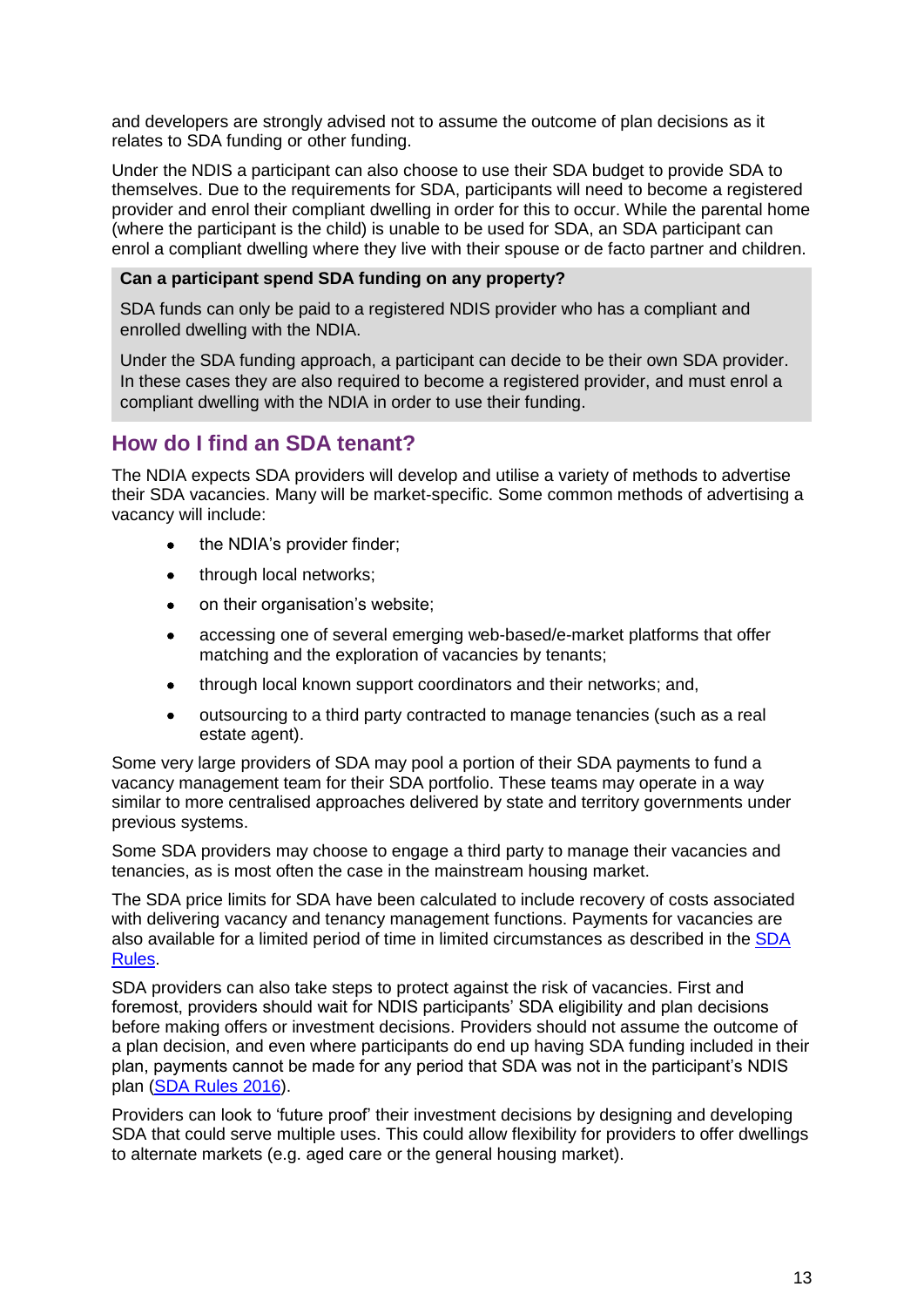and developers are strongly advised not to assume the outcome of plan decisions as it relates to SDA funding or other funding.

Under the NDIS a participant can also choose to use their SDA budget to provide SDA to themselves. Due to the requirements for SDA, participants will need to become a registered provider and enrol their compliant dwelling in order for this to occur. While the parental home (where the participant is the child) is unable to be used for SDA, an SDA participant can enrol a compliant dwelling where they live with their spouse or de facto partner and children.

**Can a participant spend SDA funding on any property?**

SDA funds can only be paid to a registered NDIS provider who has a compliant and enrolled dwelling with the NDIA.

Under the SDA funding approach, a participant can decide to be their own SDA provider. In these cases they are also required to become a registered provider, and must enrol a compliant dwelling with the NDIA in order to use their funding.

## How do I find an SDA tenant?

The NDIA expects SDA providers will develop and utilise a variety of methods to advertise their SDA vacancies. Many will be market-specific. Some common methods of advertising a vacancy will include:

- the NDIA's provider finder;
- through local networks;
- on their organisation's website;
- accessing one of several emerging web-based/e-market platforms that offer matching and the exploration of vacancies by tenants;
- through local known support coordinators and their networks; and,
- outsourcing to a third party contracted to manage tenancies (such as a real estate agent).

Some very large providers of SDA may pool a portion of their SDA payments to fund a vacancy management team for their SDA portfolio. These teams may operate in a way similar to more centralised approaches delivered by state and territory governments under previous systems.

Some SDA providers may choose to engage a third party to manage their vacancies and tenancies, as is most often the case in the mainstream housing market.

The SDA price limits for SDA have been calculated to include recovery of costs associated with delivering vacancy and tenancy management functions. Payments for vacancies are also available for a limited period of time in limited circumstances as described in the SDA Rules.

SDA providers can also take steps to protect against the risk of vacancies. First and foremost, providers should wait for NDIS participants' SDA eligibility and plan decisions before making offers or investment decisions. Providers should not assume the outcome of a plan decision, and even where participants do end up having SDA funding included in their plan, payments cannot be made for any period that SDA was not in the participant's NDIS plan (SDA Rules 2016).

Providers can look to 'future proof' their investment decisions by designing and developing SDA that could serve multiple uses. This could allow flexibility for providers to offer dwellings to alternate markets (e.g. aged care or the general housing market).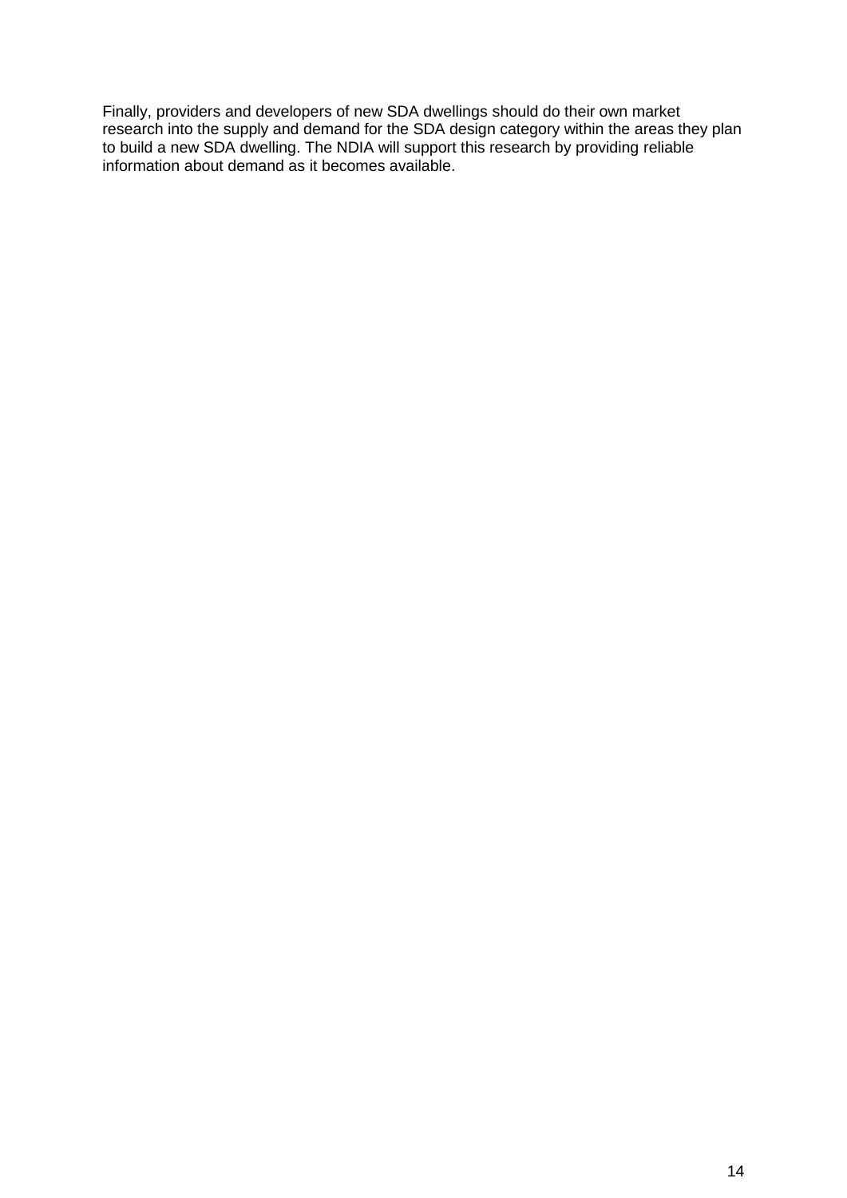Finally, providers and developers of new SDA dwellings should do their own market research into the supply and demand for the SDA design category within the areas they plan to build a new SDA dwelling. The NDIA will support this research by providing reliable information about demand as it becomes available.